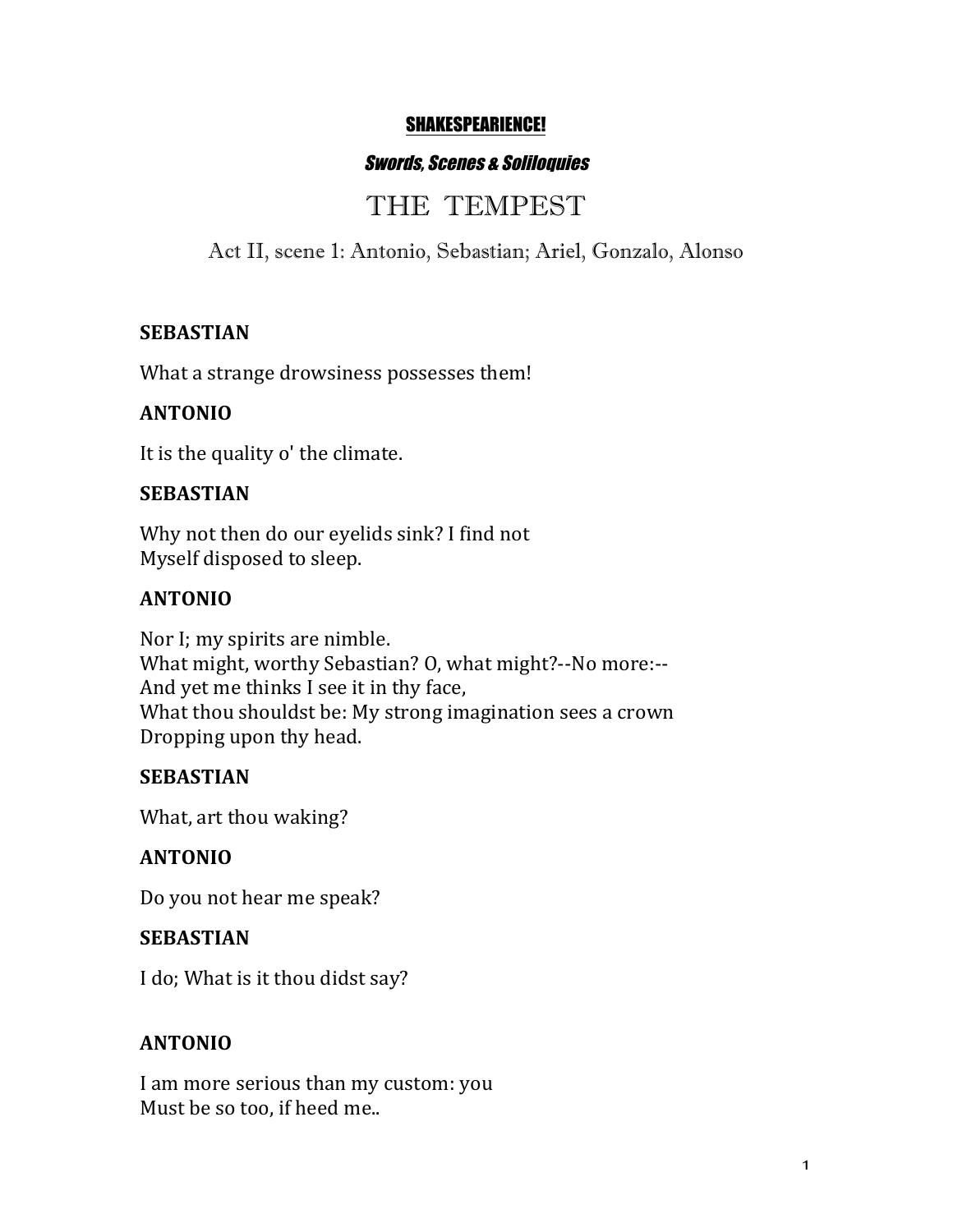**SHAKESPEARIENCE!**

***Swords, Scenes & Soliloquies***

# THE TEMPEST

## Act II, scene 1: Antonio, Sebastian; Ariel, Gonzalo, Alonso

**SEBASTIAN**

What a strange drowsiness possesses them!

**ANTONIO**

It is the quality o' the climate.

**SEBASTIAN**

Why not then do our eyelids sink? I find not
Myself disposed to sleep.

**ANTONIO**

Nor I; my spirits are nimble.
What might, worthy Sebastian? O, what might?--No more:--
And yet me thinks I see it in thy face,
What thou shouldst be: My strong imagination sees a crown
Dropping upon thy head.

**SEBASTIAN**

What, art thou waking?

**ANTONIO**

Do you not hear me speak?

**SEBASTIAN**

I do; What is it thou didst say?

**ANTONIO**

I am more serious than my custom: you
Must be so too, if heed me..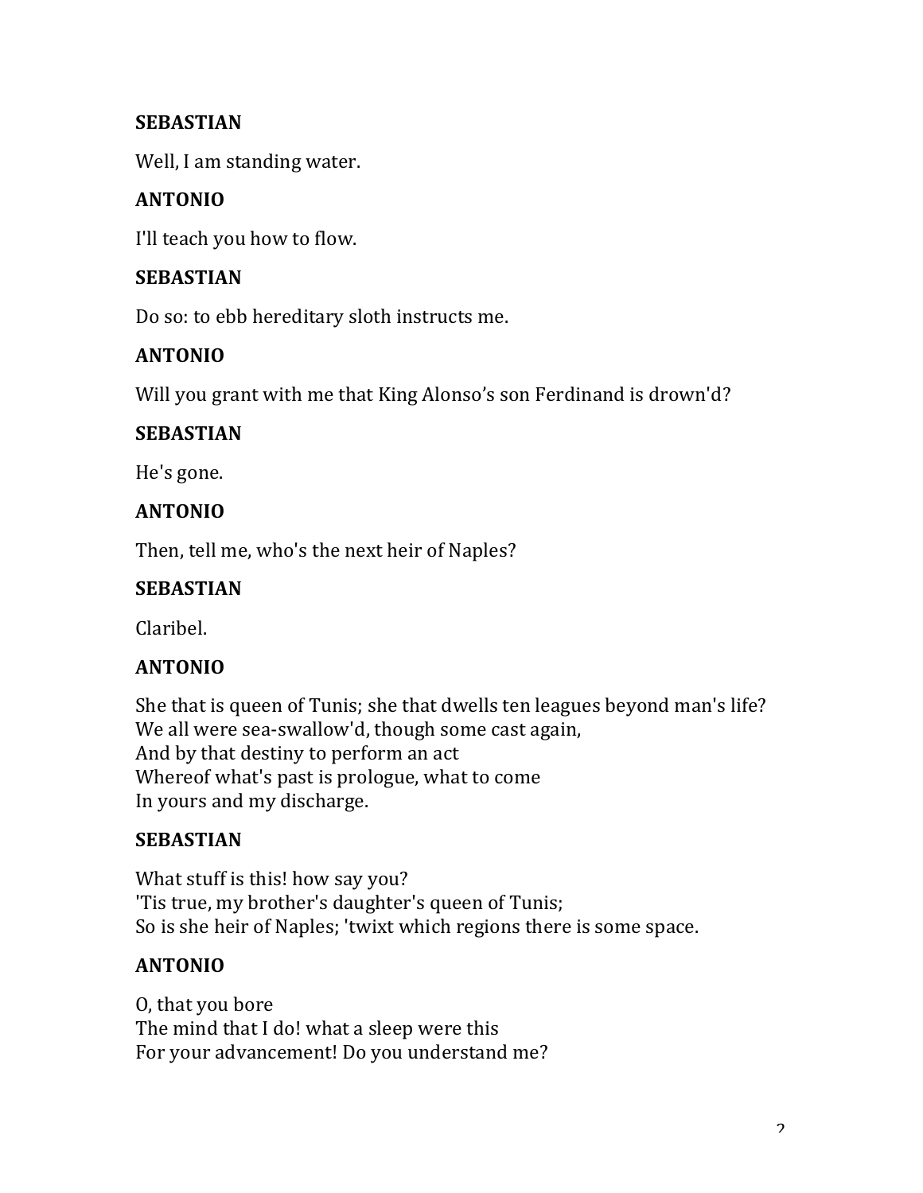**SEBASTIAN**

Well, I am standing water.

**ANTONIO**

I'll teach you how to flow.

**SEBASTIAN**

Do so: to ebb hereditary sloth instructs me.

**ANTONIO**

Will you grant with me that King Alonso's son Ferdinand is drown'd?

**SEBASTIAN**

He's gone.

**ANTONIO**

Then, tell me, who's the next heir of Naples?

**SEBASTIAN**

Claribel.

**ANTONIO**

She that is queen of Tunis; she that dwells ten leagues beyond man's life?
We all were sea-swallow'd, though some cast again,
And by that destiny to perform an act
Whereof what's past is prologue, what to come
In yours and my discharge.

**SEBASTIAN**

What stuff is this! how say you?
'Tis true, my brother's daughter's queen of Tunis;
So is she heir of Naples; 'twixt which regions there is some space.

**ANTONIO**

O, that you bore
The mind that I do! what a sleep were this
For your advancement! Do you understand me?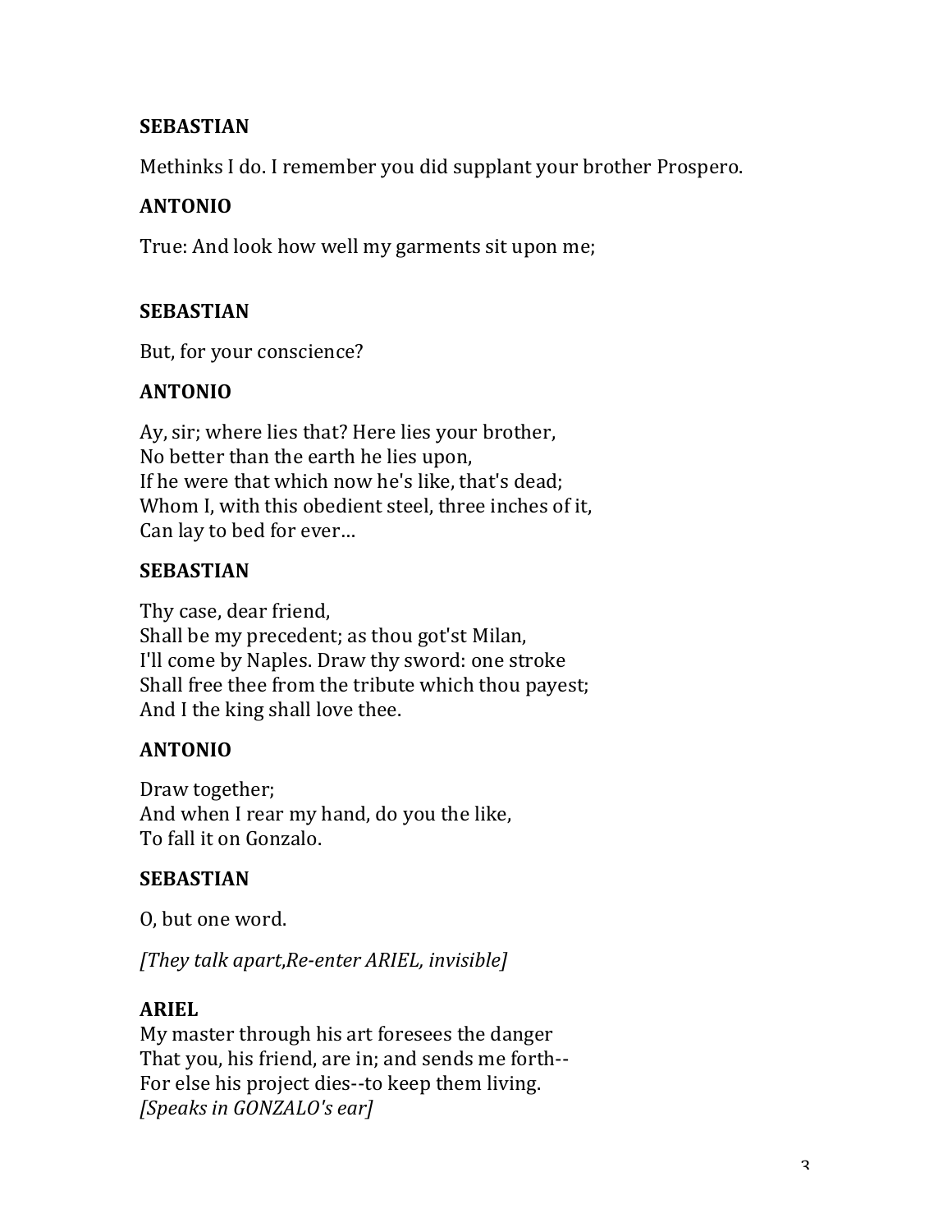**SEBASTIAN**

Methinks I do. I remember you did supplant your brother Prospero.

**ANTONIO**

True: And look how well my garments sit upon me;

**SEBASTIAN**

But, for your conscience?

**ANTONIO**

Ay, sir; where lies that? Here lies your brother,
No better than the earth he lies upon,
If he were that which now he's like, that's dead;
Whom I, with this obedient steel, three inches of it,
Can lay to bed for ever…

**SEBASTIAN**

Thy case, dear friend,
Shall be my precedent; as thou got'st Milan,
I'll come by Naples. Draw thy sword: one stroke
Shall free thee from the tribute which thou payest;
And I the king shall love thee.

**ANTONIO**

Draw together;
And when I rear my hand, do you the like,
To fall it on Gonzalo.

**SEBASTIAN**

O, but one word.

*[They talk apart,Re-enter ARIEL, invisible]*

**ARIEL**

My master through his art foresees the danger
That you, his friend, are in; and sends me forth--
For else his project dies--to keep them living.
*[Speaks in GONZALO's ear]*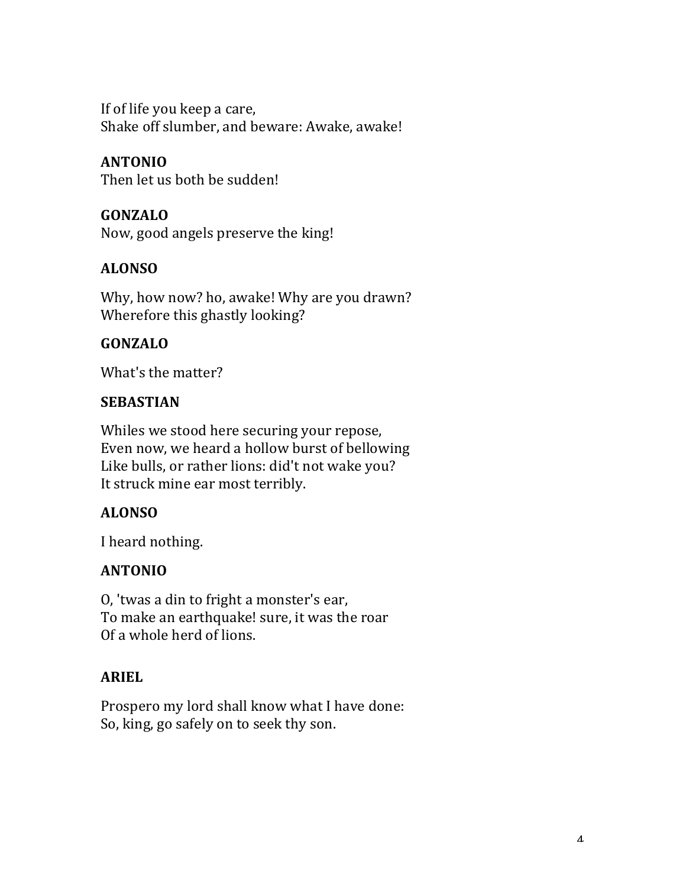If of life you keep a care,
Shake off slumber, and beware: Awake, awake!

**ANTONIO**
Then let us both be sudden!

**GONZALO**
Now, good angels preserve the king!

**ALONSO**

Why, how now? ho, awake! Why are you drawn?
Wherefore this ghastly looking?

**GONZALO**

What's the matter?

**SEBASTIAN**

Whiles we stood here securing your repose,
Even now, we heard a hollow burst of bellowing
Like bulls, or rather lions: did't not wake you?
It struck mine ear most terribly.

**ALONSO**

I heard nothing.

**ANTONIO**

O, 'twas a din to fright a monster's ear,
To make an earthquake! sure, it was the roar
Of a whole herd of lions.

**ARIEL**

Prospero my lord shall know what I have done:
So, king, go safely on to seek thy son.